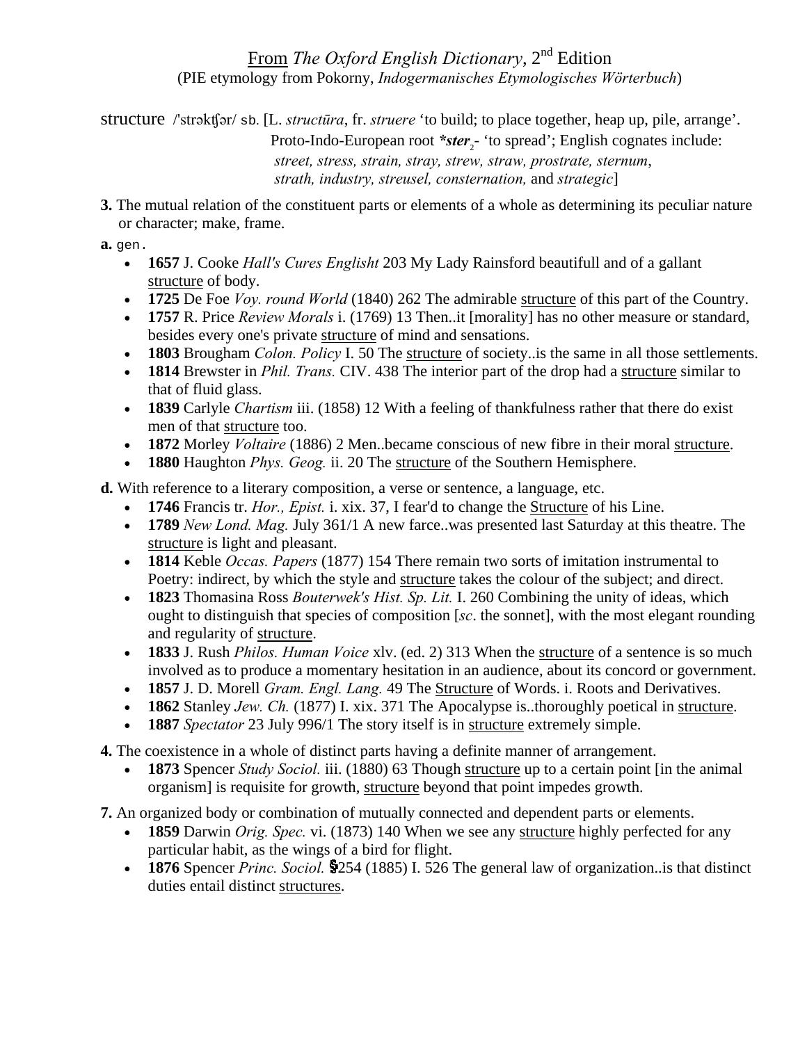From *The Oxford English Dictionary*, 2nd Edition
(PIE etymology from Pokorny, *Indogermanisches Etymologisches Wörterbuch*)

structure /ˈstrəktʃər/ sb. [L. *structūra*, fr. *struere* 'to build; to place together, heap up, pile, arrange'. Proto-Indo-European root ***ster**$_2$*- 'to spread'; English cognates include: *street, stress, strain, stray, strew, straw, prostrate, sternum, strath, industry, streusel, consternation,* and *strategic*]

**3.** The mutual relation of the constituent parts or elements of a whole as determining its peculiar nature or character; make, frame.

**a.** gen.

- **1657** J. Cooke *Hall's Cures Englisht* 203 My Lady Rainsford beautifull and of a gallant structure of body.
- **1725** De Foe *Voy. round World* (1840) 262 The admirable structure of this part of the Country.
- **1757** R. Price *Review Morals* i. (1769) 13 Then..it [morality] has no other measure or standard, besides every one's private structure of mind and sensations.
- **1803** Brougham *Colon. Policy* I. 50 The structure of society..is the same in all those settlements.
- **1814** Brewster in *Phil. Trans.* CIV. 438 The interior part of the drop had a structure similar to that of fluid glass.
- **1839** Carlyle *Chartism* iii. (1858) 12 With a feeling of thankfulness rather that there do exist men of that structure too.
- **1872** Morley *Voltaire* (1886) 2 Men..became conscious of new fibre in their moral structure.
- **1880** Haughton *Phys. Geog.* ii. 20 The structure of the Southern Hemisphere.

**d.** With reference to a literary composition, a verse or sentence, a language, etc.

- **1746** Francis tr. *Hor., Epist.* i. xix. 37, I fear'd to change the Structure of his Line.
- **1789** *New Lond. Mag.* July 361/1 A new farce..was presented last Saturday at this theatre. The structure is light and pleasant.
- **1814** Keble *Occas. Papers* (1877) 154 There remain two sorts of imitation instrumental to Poetry: indirect, by which the style and structure takes the colour of the subject; and direct.
- **1823** Thomasina Ross *Bouterwek's Hist. Sp. Lit.* I. 260 Combining the unity of ideas, which ought to distinguish that species of composition [*sc*. the sonnet], with the most elegant rounding and regularity of structure.
- **1833** J. Rush *Philos. Human Voice* xlv. (ed. 2) 313 When the structure of a sentence is so much involved as to produce a momentary hesitation in an audience, about its concord or government.
- **1857** J. D. Morell *Gram. Engl. Lang.* 49 The Structure of Words. i. Roots and Derivatives.
- **1862** Stanley *Jew. Ch.* (1877) I. xix. 371 The Apocalypse is..thoroughly poetical in structure.
- **1887** *Spectator* 23 July 996/1 The story itself is in structure extremely simple.

**4.** The coexistence in a whole of distinct parts having a definite manner of arrangement.

- **1873** Spencer *Study Sociol.* iii. (1880) 63 Though structure up to a certain point [in the animal organism] is requisite for growth, structure beyond that point impedes growth.

**7.** An organized body or combination of mutually connected and dependent parts or elements.

- **1859** Darwin *Orig. Spec.* vi. (1873) 140 When we see any structure highly perfected for any particular habit, as the wings of a bird for flight.
- **1876** Spencer *Princ. Sociol.* §254 (1885) I. 526 The general law of organization..is that distinct duties entail distinct structures.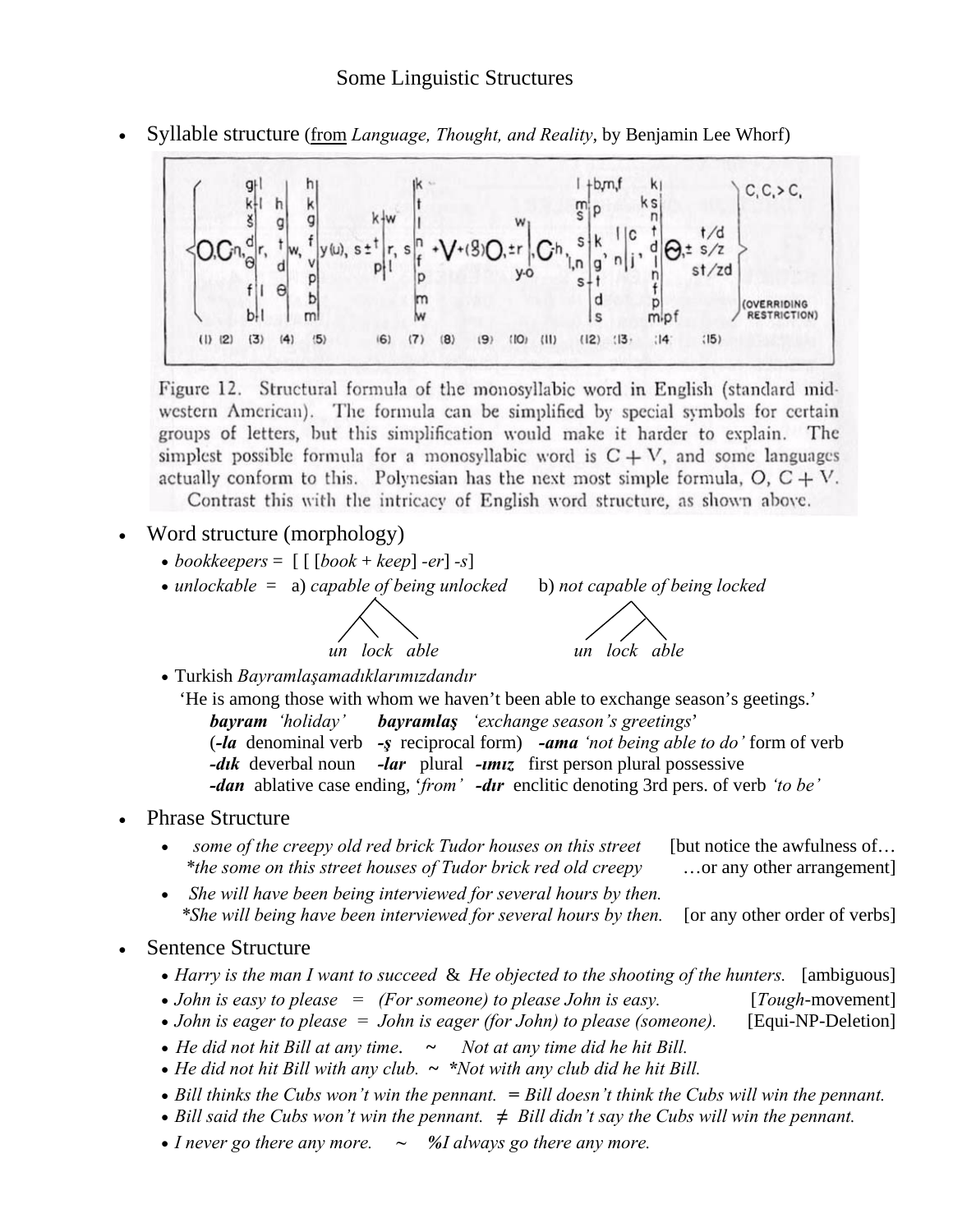# Some Linguistic Structures

- Syllable structure (from *Language, Thought, and Reality*, by Benjamin Lee Whorf)

Figure 12. Structural formula of the monosyllabic word in English (standard midwestern American). The formula can be simplified by special symbols for certain groups of letters, but this simplification would make it harder to explain. The simplest possible formula for a monosyllabic word is C + V, and some languages actually conform to this. Polynesian has the next most simple formula, O, C + V. Contrast this with the intricacy of English word structure, as shown above.

- Word structure (morphology)
  - *bookkeepers* = [ [ [*book* + *keep*] *-er*] *-s*]
  - *unlockable* = a) *capable of being unlocked* b) *not capable of being locked*

    a) [ [ *un lock* ] *able* ] b) [ *un* [ *lock able* ] ]

  - Turkish *Bayramlaşamadıklarımızdandır*

    'He is among those with whom we haven't been able to exchange season's geetings.'

    ***bayram*** *'holiday'* ***bayramlaş*** *'exchange season's greetings'*
    (***-la*** denominal verb ***-ş*** reciprocal form) ***-ama*** *'not being able to do'* form of verb
    ***-dık*** deverbal noun ***-lar*** plural ***-ımız*** first person plural possessive
    ***-dan*** ablative case ending, *'from'* ***-dır*** enclitic denoting 3rd pers. of verb *'to be'*

- Phrase Structure
  - *some of the creepy old red brick Tudor houses on this street* [but notice the awfulness of…
    *\*the some on this street houses of Tudor brick red old creepy* …or any other arrangement]
  - *She will have been being interviewed for several hours by then.*
    *\*She will being have been interviewed for several hours by then.* [or any other order of verbs]

- Sentence Structure
  - *Harry is the man I want to succeed* & *He objected to the shooting of the hunters.* [ambiguous]
  - *John is easy to please* = *(For someone) to please John is easy.* [*Tough*-movement]
  - *John is eager to please* = *John is eager (for John) to please (someone).* [Equi-NP-Deletion]
  - *He did not hit Bill at any time.* ~ *Not at any time did he hit Bill.*
  - *He did not hit Bill with any club.* ~ *\*Not with any club did he hit Bill.*
  - *Bill thinks the Cubs won't win the pennant.* = *Bill doesn't think the Cubs will win the pennant.*
  - *Bill said the Cubs won't win the pennant.* ≠ *Bill didn't say the Cubs will win the pennant.*
  - *I never go there any more.* ~ *%I always go there any more.*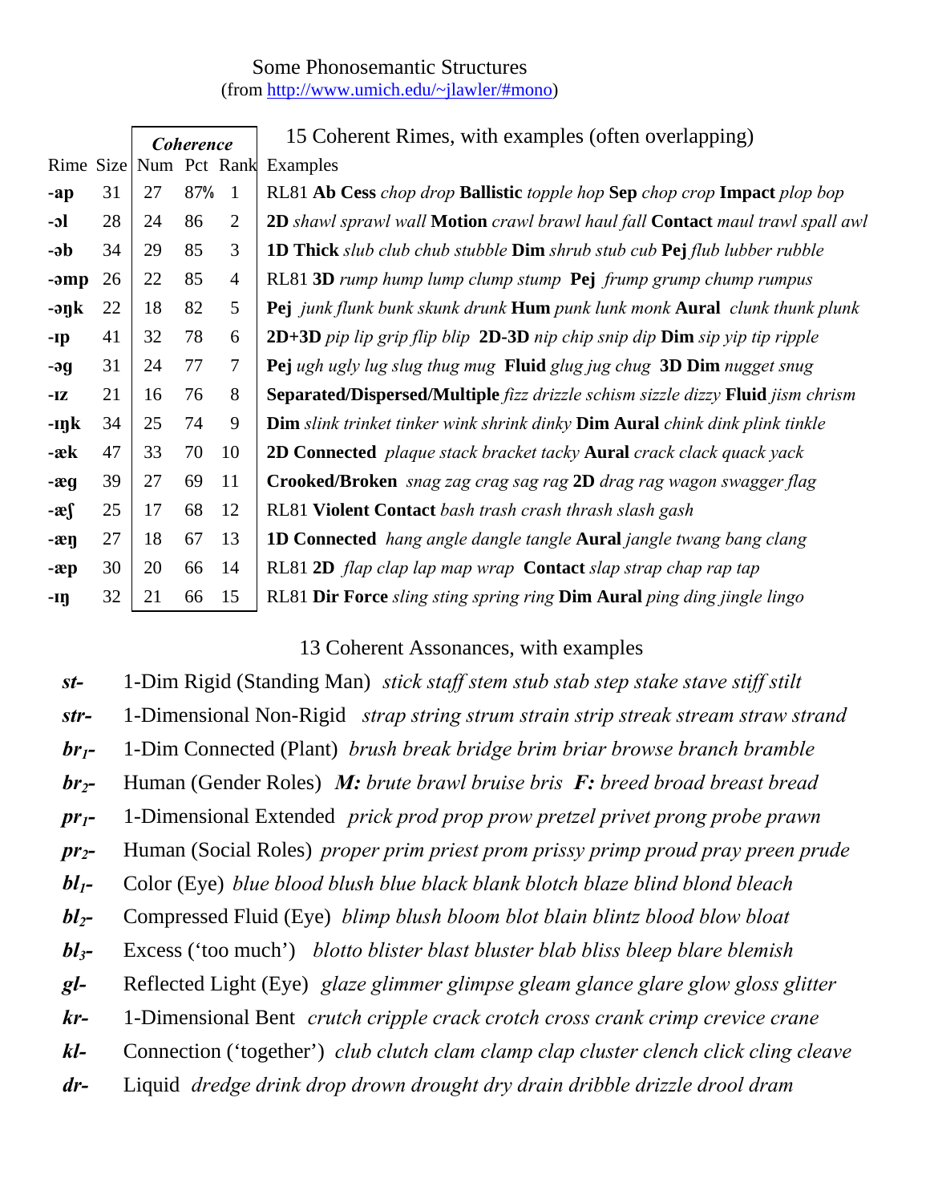## Some Phonosemantic Structures

(from http://www.umich.edu/~jlawler/#mono)

### 15 Coherent Rimes, with examples (often overlapping)

| Rime | Size | Coherence | | | Examples |
|---|---|---|---|---|---|
| | | Num | Pct | Rank | |
| **-ap** | 31 | 27 | 87% | 1 | RL81 **Ab Cess** *chop drop* **Ballistic** *topple hop* **Sep** *chop crop* **Impact** *plop bop* |
| **-ɔl** | 28 | 24 | 86 | 2 | **2D** *shawl sprawl wall* **Motion** *crawl brawl haul fall* **Contact** *maul trawl spall awl* |
| **-əb** | 34 | 29 | 85 | 3 | **1D Thick** *slub club chub stubble* **Dim** *shrub stub cub* **Pej** *flub lubber rubble* |
| **-əmp** | 26 | 22 | 85 | 4 | RL81 **3D** *rump hump lump clump stump* **Pej** *frump grump chump rumpus* |
| **-əŋk** | 22 | 18 | 82 | 5 | **Pej** *junk flunk bunk skunk drunk* **Hum** *punk lunk monk* **Aural** *clunk thunk plunk* |
| **-ɪp** | 41 | 32 | 78 | 6 | **2D+3D** *pip lip grip flip blip* **2D-3D** *nip chip snip dip* **Dim** *sip yip tip ripple* |
| **-əg** | 31 | 24 | 77 | 7 | **Pej** *ugh ugly lug slug thug mug* **Fluid** *glug jug chug* **3D Dim** *nugget snug* |
| **-ɪz** | 21 | 16 | 76 | 8 | **Separated/Dispersed/Multiple** *fizz drizzle schism sizzle dizzy* **Fluid** *jism chrism* |
| **-ɪŋk** | 34 | 25 | 74 | 9 | **Dim** *slink trinket tinker wink shrink dinky* **Dim Aural** *chink dink plink tinkle* |
| **-æk** | 47 | 33 | 70 | 10 | **2D Connected** *plaque stack bracket tacky* **Aural** *crack clack quack yack* |
| **-æg** | 39 | 27 | 69 | 11 | **Crooked/Broken** *snag zag crag sag rag* **2D** *drag rag wagon swagger flag* |
| **-æʃ** | 25 | 17 | 68 | 12 | RL81 **Violent Contact** *bash trash crash thrash slash gash* |
| **-æŋ** | 27 | 18 | 67 | 13 | **1D Connected** *hang angle dangle tangle* **Aural** *jangle twang bang clang* |
| **-æp** | 30 | 20 | 66 | 14 | RL81 **2D** *flap clap lap map wrap* **Contact** *slap strap chap rap tap* |
| **-ɪŋ** | 32 | 21 | 66 | 15 | RL81 **Dir Force** *sling sting spring ring* **Dim Aural** *ping ding jingle lingo* |

### 13 Coherent Assonances, with examples

| | | |
|---|---|---|
| ***st-*** | 1-Dim Rigid (Standing Man) | *stick staff stem stub stab step stake stave stiff stilt* |
| ***str-*** | 1-Dimensional Non-Rigid | *strap string strum strain strip streak stream straw strand* |
| ***br₁-*** | 1-Dim Connected (Plant) | *brush break bridge brim briar browse branch bramble* |
| ***br₂-*** | Human (Gender Roles) | ***M:*** *brute brawl bruise bris* ***F:*** *breed broad breast bread* |
| ***pr₁-*** | 1-Dimensional Extended | *prick prod prop prow pretzel privet prong probe prawn* |
| ***pr₂-*** | Human (Social Roles) | *proper prim priest prom prissy primp proud pray preen prude* |
| ***bl₁-*** | Color (Eye) | *blue blood blush blue black blank blotch blaze blind blond bleach* |
| ***bl₂-*** | Compressed Fluid (Eye) | *blimp blush bloom blot blain blintz blood blow bloat* |
| ***bl₃-*** | Excess ('too much') | *blotto blister blast bluster blab bliss bleep blare blemish* |
| ***gl-*** | Reflected Light (Eye) | *glaze glimmer glimpse gleam glance glare glow gloss glitter* |
| ***kr-*** | 1-Dimensional Bent | *crutch cripple crack crotch cross crank crimp crevice crane* |
| ***kl-*** | Connection ('together') | *club clutch clam clamp clap cluster clench click cling cleave* |
| ***dr-*** | Liquid | *dredge drink drop drown drought dry drain dribble drizzle drool dram* |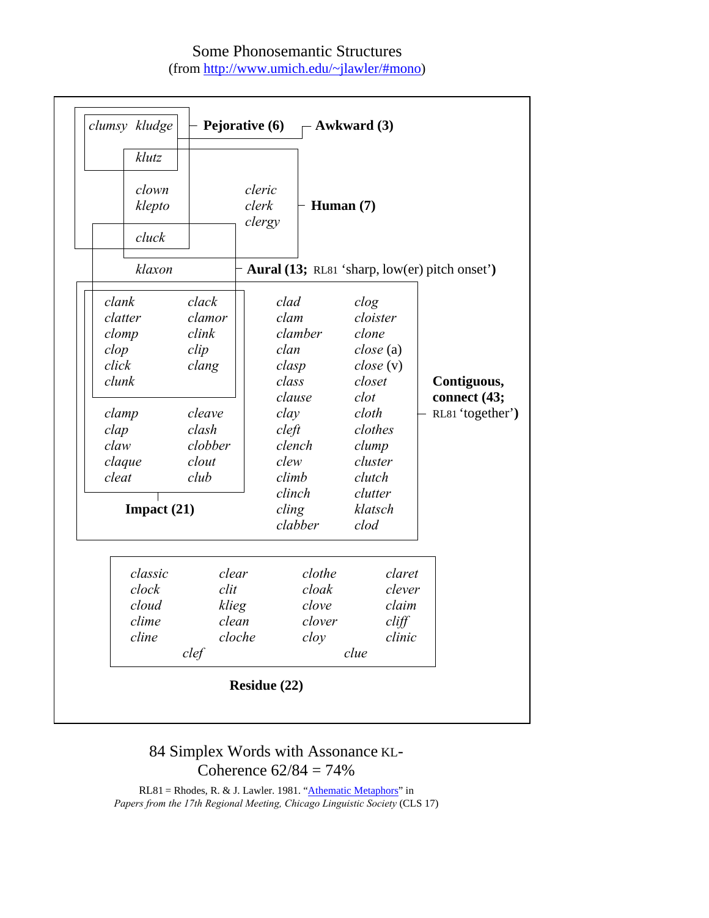# Some Phonosemantic Structures

(from http://www.umich.edu/~jlawler/#mono)

*clumsy* *kludge*

*klutz*

**Pejorative (6)** — **Awkward (3)**

*clown*
*klepto*

*cleric*
*clerk*
*clergy*

**Human (7)**

*cluck*

*klaxon*

**Aural (13;** RL81 'sharp, low(er) pitch onset'**)**

*clank* *clack*
*clatter* *clamor*
*clomp* *clink*
*clop* *clip*
*click* *clang*
*clunk*

*clamp* *cleave*
*clap* *clash*
*claw* *clobber*
*claque* *clout*
*cleat* *club*

**Impact (21)**

*clad* *clog*
*clam* *cloister*
*clamber* *clone*
*clan* *close* (a)
*clasp* *close* (v)
*class* *closet*
*clause* *clot*
*clay* *cloth*
*cleft* *clothes*
*clench* *clump*
*clew* *cluster*
*climb* *clutch*
*clinch* *clutter*
*cling* *klatsch*
*clabber* *clod*

**Contiguous, connect (43;** RL81 'together'**)**

*classic* *clear* *clothe* *claret*
*clock* *clit* *cloak* *clever*
*cloud* *klieg* *clove* *claim*
*clime* *clean* *clover* *cliff*
*cline* *cloche* *cloy* *clinic*
*clef* *clue*

**Residue (22)**

84 Simplex Words with Assonance KL-
Coherence 62/84 = 74%

RL81 = Rhodes, R. & J. Lawler. 1981. "Athematic Metaphors" in *Papers from the 17th Regional Meeting, Chicago Linguistic Society* (CLS 17)